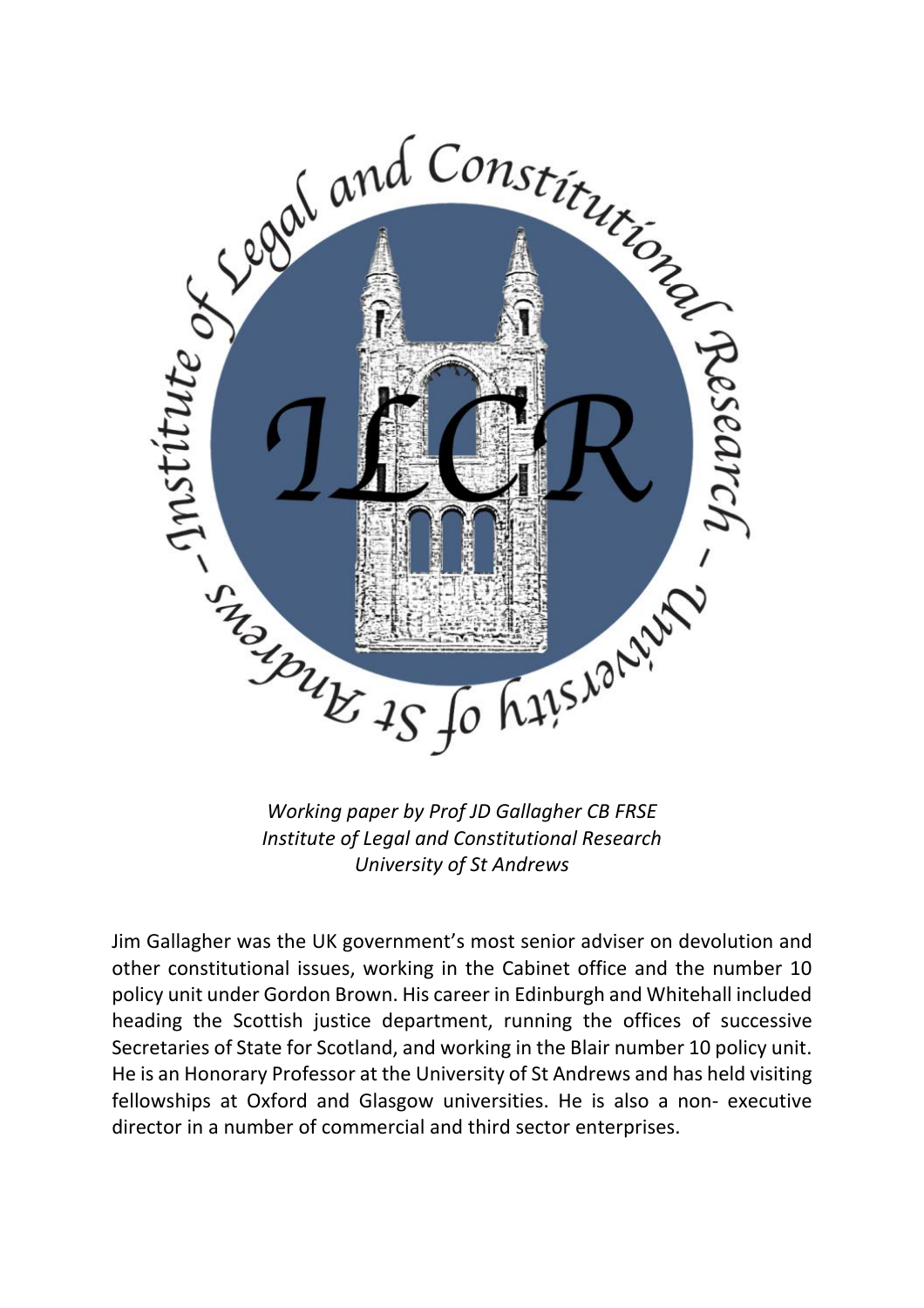*Working paper by Prof JD Gallagher CB FRSE*
*Institute of Legal and Constitutional Research*
*University of St Andrews*

Jim Gallagher was the UK government's most senior adviser on devolution and other constitutional issues, working in the Cabinet office and the number 10 policy unit under Gordon Brown. His career in Edinburgh and Whitehall included heading the Scottish justice department, running the offices of successive Secretaries of State for Scotland, and working in the Blair number 10 policy unit. He is an Honorary Professor at the University of St Andrews and has held visiting fellowships at Oxford and Glasgow universities. He is also a non- executive director in a number of commercial and third sector enterprises.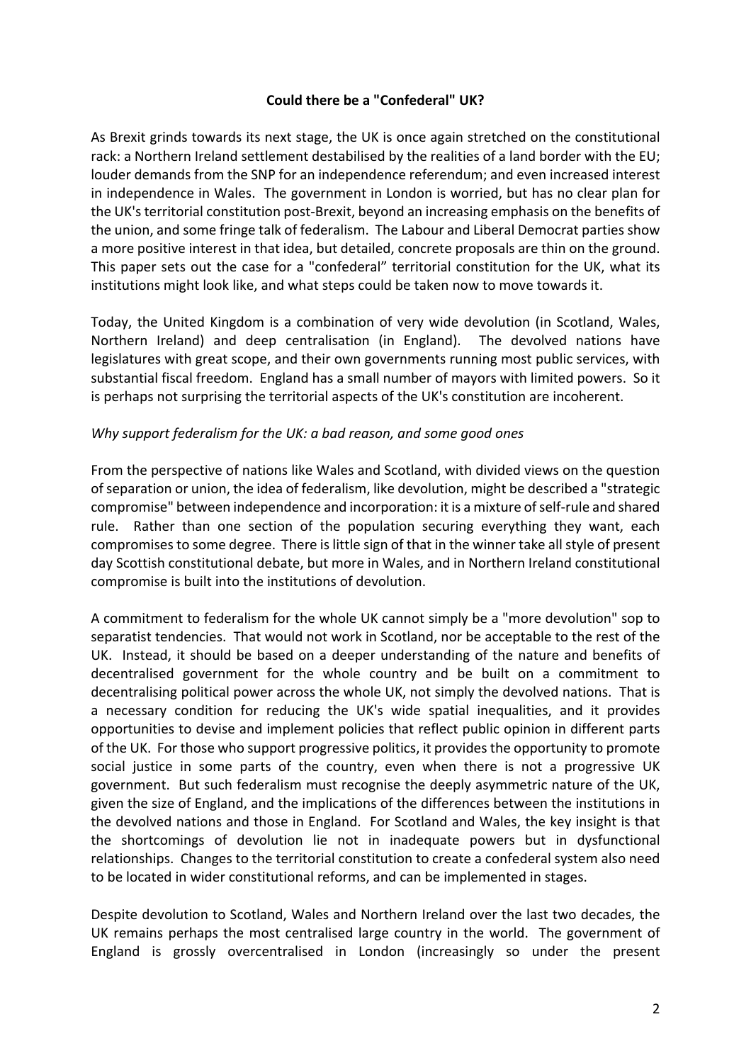**Could there be a "Confederal" UK?**

As Brexit grinds towards its next stage, the UK is once again stretched on the constitutional rack: a Northern Ireland settlement destabilised by the realities of a land border with the EU; louder demands from the SNP for an independence referendum; and even increased interest in independence in Wales. The government in London is worried, but has no clear plan for the UK's territorial constitution post-Brexit, beyond an increasing emphasis on the benefits of the union, and some fringe talk of federalism. The Labour and Liberal Democrat parties show a more positive interest in that idea, but detailed, concrete proposals are thin on the ground. This paper sets out the case for a "confederal" territorial constitution for the UK, what its institutions might look like, and what steps could be taken now to move towards it.

Today, the United Kingdom is a combination of very wide devolution (in Scotland, Wales, Northern Ireland) and deep centralisation (in England). The devolved nations have legislatures with great scope, and their own governments running most public services, with substantial fiscal freedom. England has a small number of mayors with limited powers. So it is perhaps not surprising the territorial aspects of the UK's constitution are incoherent.

*Why support federalism for the UK: a bad reason, and some good ones*

From the perspective of nations like Wales and Scotland, with divided views on the question of separation or union, the idea of federalism, like devolution, might be described a "strategic compromise" between independence and incorporation: it is a mixture of self-rule and shared rule. Rather than one section of the population securing everything they want, each compromises to some degree. There is little sign of that in the winner take all style of present day Scottish constitutional debate, but more in Wales, and in Northern Ireland constitutional compromise is built into the institutions of devolution.

A commitment to federalism for the whole UK cannot simply be a "more devolution" sop to separatist tendencies. That would not work in Scotland, nor be acceptable to the rest of the UK. Instead, it should be based on a deeper understanding of the nature and benefits of decentralised government for the whole country and be built on a commitment to decentralising political power across the whole UK, not simply the devolved nations. That is a necessary condition for reducing the UK's wide spatial inequalities, and it provides opportunities to devise and implement policies that reflect public opinion in different parts of the UK. For those who support progressive politics, it provides the opportunity to promote social justice in some parts of the country, even when there is not a progressive UK government. But such federalism must recognise the deeply asymmetric nature of the UK, given the size of England, and the implications of the differences between the institutions in the devolved nations and those in England. For Scotland and Wales, the key insight is that the shortcomings of devolution lie not in inadequate powers but in dysfunctional relationships. Changes to the territorial constitution to create a confederal system also need to be located in wider constitutional reforms, and can be implemented in stages.

Despite devolution to Scotland, Wales and Northern Ireland over the last two decades, the UK remains perhaps the most centralised large country in the world. The government of England is grossly overcentralised in London (increasingly so under the present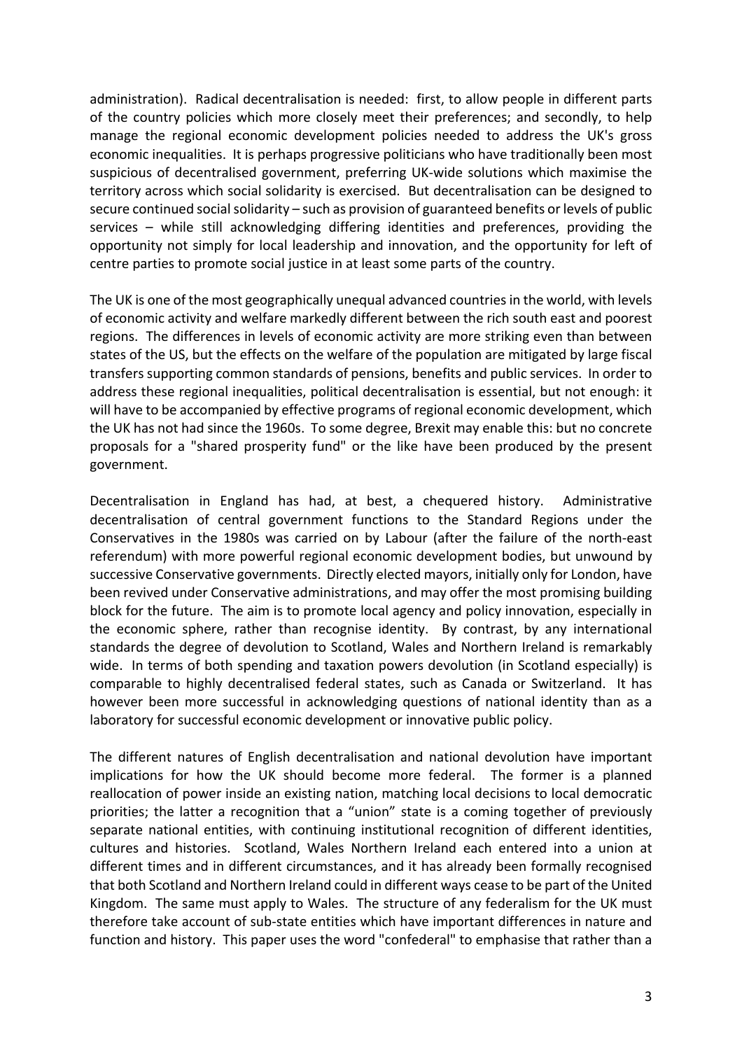administration). Radical decentralisation is needed: first, to allow people in different parts of the country policies which more closely meet their preferences; and secondly, to help manage the regional economic development policies needed to address the UK's gross economic inequalities. It is perhaps progressive politicians who have traditionally been most suspicious of decentralised government, preferring UK-wide solutions which maximise the territory across which social solidarity is exercised. But decentralisation can be designed to secure continued social solidarity – such as provision of guaranteed benefits or levels of public services – while still acknowledging differing identities and preferences, providing the opportunity not simply for local leadership and innovation, and the opportunity for left of centre parties to promote social justice in at least some parts of the country.

The UK is one of the most geographically unequal advanced countries in the world, with levels of economic activity and welfare markedly different between the rich south east and poorest regions. The differences in levels of economic activity are more striking even than between states of the US, but the effects on the welfare of the population are mitigated by large fiscal transfers supporting common standards of pensions, benefits and public services. In order to address these regional inequalities, political decentralisation is essential, but not enough: it will have to be accompanied by effective programs of regional economic development, which the UK has not had since the 1960s. To some degree, Brexit may enable this: but no concrete proposals for a "shared prosperity fund" or the like have been produced by the present government.

Decentralisation in England has had, at best, a chequered history. Administrative decentralisation of central government functions to the Standard Regions under the Conservatives in the 1980s was carried on by Labour (after the failure of the north-east referendum) with more powerful regional economic development bodies, but unwound by successive Conservative governments. Directly elected mayors, initially only for London, have been revived under Conservative administrations, and may offer the most promising building block for the future. The aim is to promote local agency and policy innovation, especially in the economic sphere, rather than recognise identity. By contrast, by any international standards the degree of devolution to Scotland, Wales and Northern Ireland is remarkably wide. In terms of both spending and taxation powers devolution (in Scotland especially) is comparable to highly decentralised federal states, such as Canada or Switzerland. It has however been more successful in acknowledging questions of national identity than as a laboratory for successful economic development or innovative public policy.

The different natures of English decentralisation and national devolution have important implications for how the UK should become more federal. The former is a planned reallocation of power inside an existing nation, matching local decisions to local democratic priorities; the latter a recognition that a "union" state is a coming together of previously separate national entities, with continuing institutional recognition of different identities, cultures and histories. Scotland, Wales Northern Ireland each entered into a union at different times and in different circumstances, and it has already been formally recognised that both Scotland and Northern Ireland could in different ways cease to be part of the United Kingdom. The same must apply to Wales. The structure of any federalism for the UK must therefore take account of sub-state entities which have important differences in nature and function and history. This paper uses the word "confederal" to emphasise that rather than a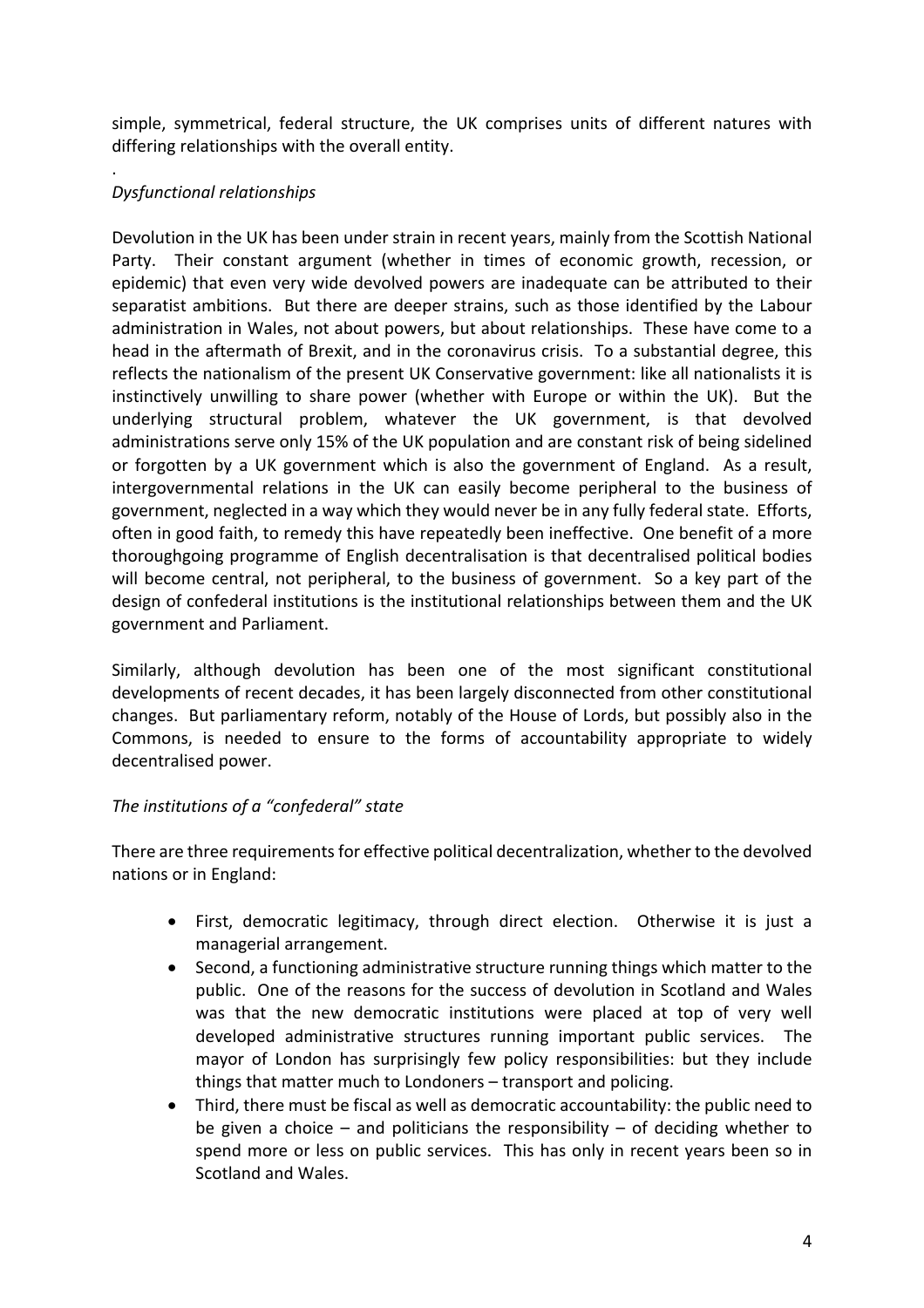simple, symmetrical, federal structure, the UK comprises units of different natures with differing relationships with the overall entity.

.

*Dysfunctional relationships*

Devolution in the UK has been under strain in recent years, mainly from the Scottish National Party. Their constant argument (whether in times of economic growth, recession, or epidemic) that even very wide devolved powers are inadequate can be attributed to their separatist ambitions. But there are deeper strains, such as those identified by the Labour administration in Wales, not about powers, but about relationships. These have come to a head in the aftermath of Brexit, and in the coronavirus crisis. To a substantial degree, this reflects the nationalism of the present UK Conservative government: like all nationalists it is instinctively unwilling to share power (whether with Europe or within the UK). But the underlying structural problem, whatever the UK government, is that devolved administrations serve only 15% of the UK population and are constant risk of being sidelined or forgotten by a UK government which is also the government of England. As a result, intergovernmental relations in the UK can easily become peripheral to the business of government, neglected in a way which they would never be in any fully federal state. Efforts, often in good faith, to remedy this have repeatedly been ineffective. One benefit of a more thoroughgoing programme of English decentralisation is that decentralised political bodies will become central, not peripheral, to the business of government. So a key part of the design of confederal institutions is the institutional relationships between them and the UK government and Parliament.

Similarly, although devolution has been one of the most significant constitutional developments of recent decades, it has been largely disconnected from other constitutional changes. But parliamentary reform, notably of the House of Lords, but possibly also in the Commons, is needed to ensure to the forms of accountability appropriate to widely decentralised power.

*The institutions of a "confederal" state*

There are three requirements for effective political decentralization, whether to the devolved nations or in England:

- First, democratic legitimacy, through direct election. Otherwise it is just a managerial arrangement.
- Second, a functioning administrative structure running things which matter to the public. One of the reasons for the success of devolution in Scotland and Wales was that the new democratic institutions were placed at top of very well developed administrative structures running important public services. The mayor of London has surprisingly few policy responsibilities: but they include things that matter much to Londoners – transport and policing.
- Third, there must be fiscal as well as democratic accountability: the public need to be given a choice – and politicians the responsibility – of deciding whether to spend more or less on public services. This has only in recent years been so in Scotland and Wales.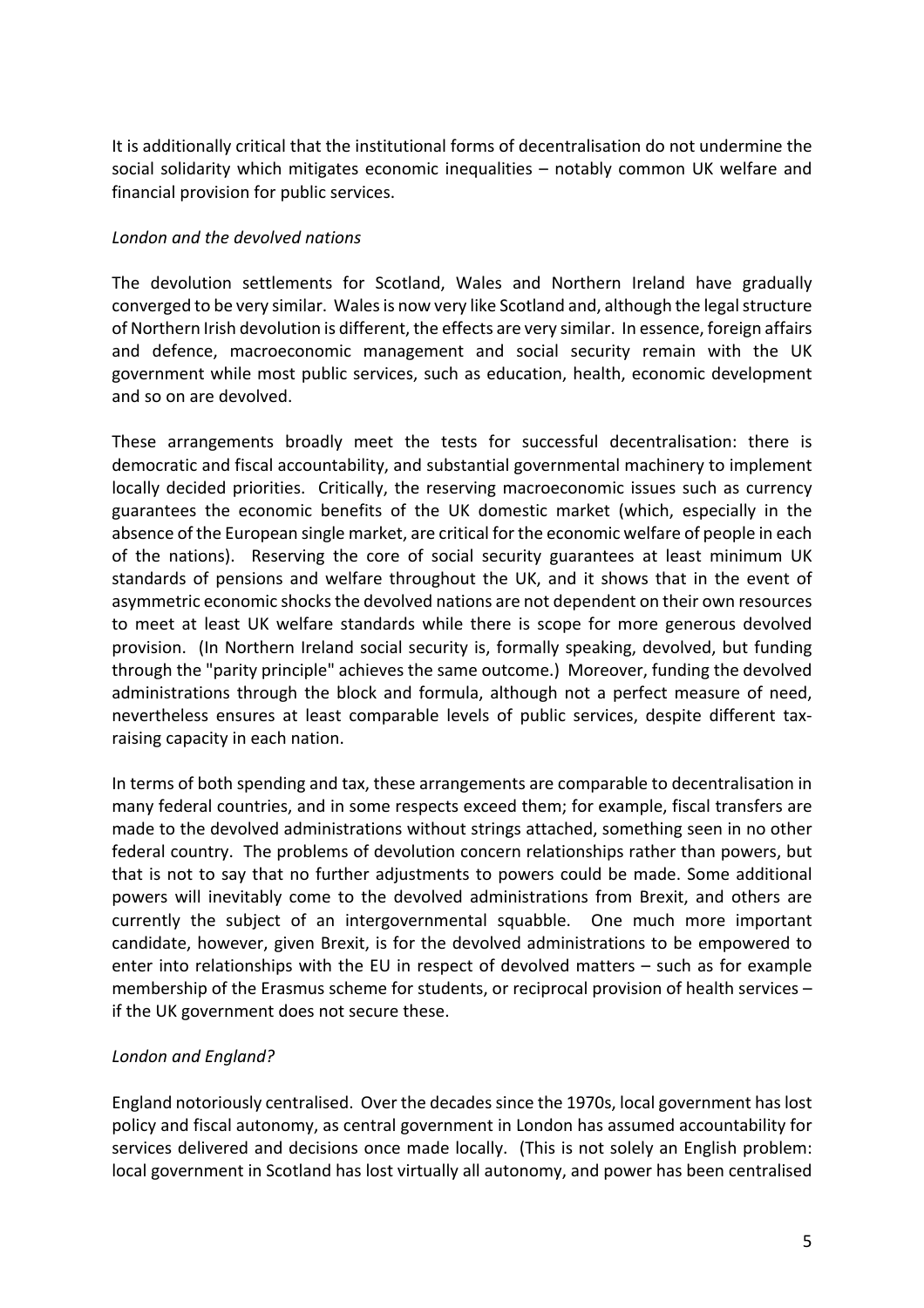It is additionally critical that the institutional forms of decentralisation do not undermine the social solidarity which mitigates economic inequalities – notably common UK welfare and financial provision for public services.

*London and the devolved nations*

The devolution settlements for Scotland, Wales and Northern Ireland have gradually converged to be very similar. Wales is now very like Scotland and, although the legal structure of Northern Irish devolution is different, the effects are very similar. In essence, foreign affairs and defence, macroeconomic management and social security remain with the UK government while most public services, such as education, health, economic development and so on are devolved.

These arrangements broadly meet the tests for successful decentralisation: there is democratic and fiscal accountability, and substantial governmental machinery to implement locally decided priorities. Critically, the reserving macroeconomic issues such as currency guarantees the economic benefits of the UK domestic market (which, especially in the absence of the European single market, are critical for the economic welfare of people in each of the nations). Reserving the core of social security guarantees at least minimum UK standards of pensions and welfare throughout the UK, and it shows that in the event of asymmetric economic shocks the devolved nations are not dependent on their own resources to meet at least UK welfare standards while there is scope for more generous devolved provision. (In Northern Ireland social security is, formally speaking, devolved, but funding through the "parity principle" achieves the same outcome.) Moreover, funding the devolved administrations through the block and formula, although not a perfect measure of need, nevertheless ensures at least comparable levels of public services, despite different tax-raising capacity in each nation.

In terms of both spending and tax, these arrangements are comparable to decentralisation in many federal countries, and in some respects exceed them; for example, fiscal transfers are made to the devolved administrations without strings attached, something seen in no other federal country. The problems of devolution concern relationships rather than powers, but that is not to say that no further adjustments to powers could be made. Some additional powers will inevitably come to the devolved administrations from Brexit, and others are currently the subject of an intergovernmental squabble. One much more important candidate, however, given Brexit, is for the devolved administrations to be empowered to enter into relationships with the EU in respect of devolved matters – such as for example membership of the Erasmus scheme for students, or reciprocal provision of health services – if the UK government does not secure these.

*London and England?*

England notoriously centralised. Over the decades since the 1970s, local government has lost policy and fiscal autonomy, as central government in London has assumed accountability for services delivered and decisions once made locally. (This is not solely an English problem: local government in Scotland has lost virtually all autonomy, and power has been centralised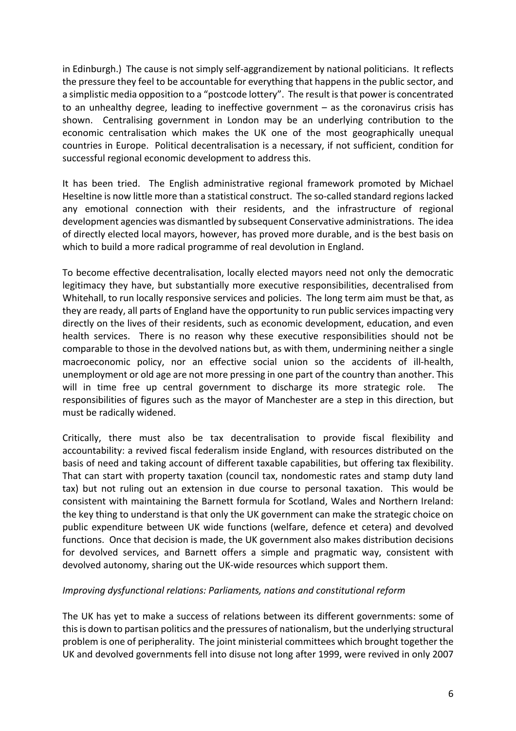in Edinburgh.) The cause is not simply self-aggrandizement by national politicians. It reflects the pressure they feel to be accountable for everything that happens in the public sector, and a simplistic media opposition to a "postcode lottery". The result is that power is concentrated to an unhealthy degree, leading to ineffective government – as the coronavirus crisis has shown. Centralising government in London may be an underlying contribution to the economic centralisation which makes the UK one of the most geographically unequal countries in Europe. Political decentralisation is a necessary, if not sufficient, condition for successful regional economic development to address this.

It has been tried. The English administrative regional framework promoted by Michael Heseltine is now little more than a statistical construct. The so-called standard regions lacked any emotional connection with their residents, and the infrastructure of regional development agencies was dismantled by subsequent Conservative administrations. The idea of directly elected local mayors, however, has proved more durable, and is the best basis on which to build a more radical programme of real devolution in England.

To become effective decentralisation, locally elected mayors need not only the democratic legitimacy they have, but substantially more executive responsibilities, decentralised from Whitehall, to run locally responsive services and policies. The long term aim must be that, as they are ready, all parts of England have the opportunity to run public services impacting very directly on the lives of their residents, such as economic development, education, and even health services. There is no reason why these executive responsibilities should not be comparable to those in the devolved nations but, as with them, undermining neither a single macroeconomic policy, nor an effective social union so the accidents of ill-health, unemployment or old age are not more pressing in one part of the country than another. This will in time free up central government to discharge its more strategic role. The responsibilities of figures such as the mayor of Manchester are a step in this direction, but must be radically widened.

Critically, there must also be tax decentralisation to provide fiscal flexibility and accountability: a revived fiscal federalism inside England, with resources distributed on the basis of need and taking account of different taxable capabilities, but offering tax flexibility. That can start with property taxation (council tax, nondomestic rates and stamp duty land tax) but not ruling out an extension in due course to personal taxation. This would be consistent with maintaining the Barnett formula for Scotland, Wales and Northern Ireland: the key thing to understand is that only the UK government can make the strategic choice on public expenditure between UK wide functions (welfare, defence et cetera) and devolved functions. Once that decision is made, the UK government also makes distribution decisions for devolved services, and Barnett offers a simple and pragmatic way, consistent with devolved autonomy, sharing out the UK-wide resources which support them.

*Improving dysfunctional relations: Parliaments, nations and constitutional reform*

The UK has yet to make a success of relations between its different governments: some of this is down to partisan politics and the pressures of nationalism, but the underlying structural problem is one of peripherality. The joint ministerial committees which brought together the UK and devolved governments fell into disuse not long after 1999, were revived in only 2007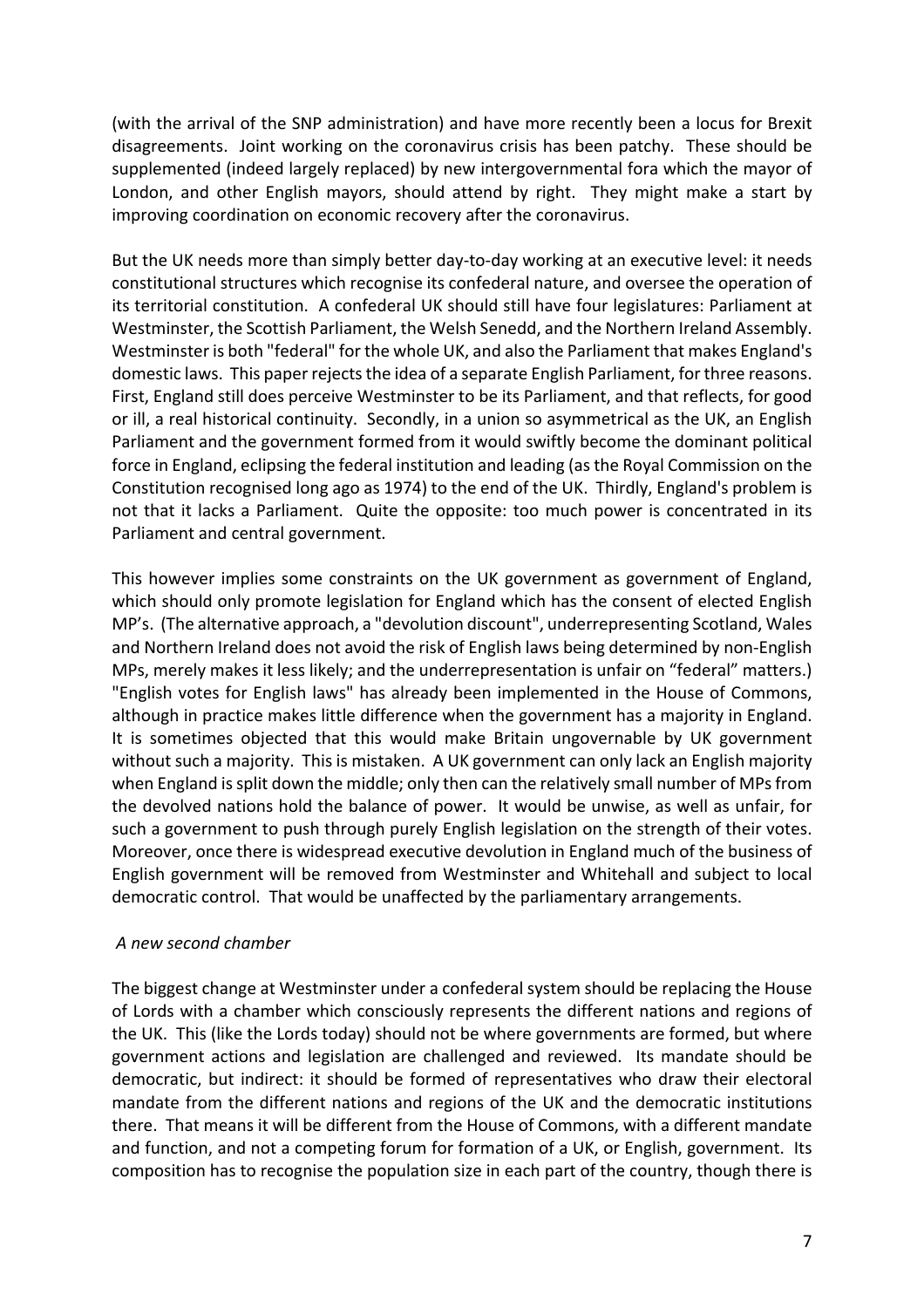(with the arrival of the SNP administration) and have more recently been a locus for Brexit disagreements. Joint working on the coronavirus crisis has been patchy. These should be supplemented (indeed largely replaced) by new intergovernmental fora which the mayor of London, and other English mayors, should attend by right. They might make a start by improving coordination on economic recovery after the coronavirus.

But the UK needs more than simply better day-to-day working at an executive level: it needs constitutional structures which recognise its confederal nature, and oversee the operation of its territorial constitution. A confederal UK should still have four legislatures: Parliament at Westminster, the Scottish Parliament, the Welsh Senedd, and the Northern Ireland Assembly. Westminster is both "federal" for the whole UK, and also the Parliament that makes England's domestic laws. This paper rejects the idea of a separate English Parliament, for three reasons. First, England still does perceive Westminster to be its Parliament, and that reflects, for good or ill, a real historical continuity. Secondly, in a union so asymmetrical as the UK, an English Parliament and the government formed from it would swiftly become the dominant political force in England, eclipsing the federal institution and leading (as the Royal Commission on the Constitution recognised long ago as 1974) to the end of the UK. Thirdly, England's problem is not that it lacks a Parliament. Quite the opposite: too much power is concentrated in its Parliament and central government.

This however implies some constraints on the UK government as government of England, which should only promote legislation for England which has the consent of elected English MP's. (The alternative approach, a "devolution discount", underrepresenting Scotland, Wales and Northern Ireland does not avoid the risk of English laws being determined by non-English MPs, merely makes it less likely; and the underrepresentation is unfair on "federal" matters.) "English votes for English laws" has already been implemented in the House of Commons, although in practice makes little difference when the government has a majority in England. It is sometimes objected that this would make Britain ungovernable by UK government without such a majority. This is mistaken. A UK government can only lack an English majority when England is split down the middle; only then can the relatively small number of MPs from the devolved nations hold the balance of power. It would be unwise, as well as unfair, for such a government to push through purely English legislation on the strength of their votes. Moreover, once there is widespread executive devolution in England much of the business of English government will be removed from Westminster and Whitehall and subject to local democratic control. That would be unaffected by the parliamentary arrangements.

*A new second chamber*

The biggest change at Westminster under a confederal system should be replacing the House of Lords with a chamber which consciously represents the different nations and regions of the UK. This (like the Lords today) should not be where governments are formed, but where government actions and legislation are challenged and reviewed. Its mandate should be democratic, but indirect: it should be formed of representatives who draw their electoral mandate from the different nations and regions of the UK and the democratic institutions there. That means it will be different from the House of Commons, with a different mandate and function, and not a competing forum for formation of a UK, or English, government. Its composition has to recognise the population size in each part of the country, though there is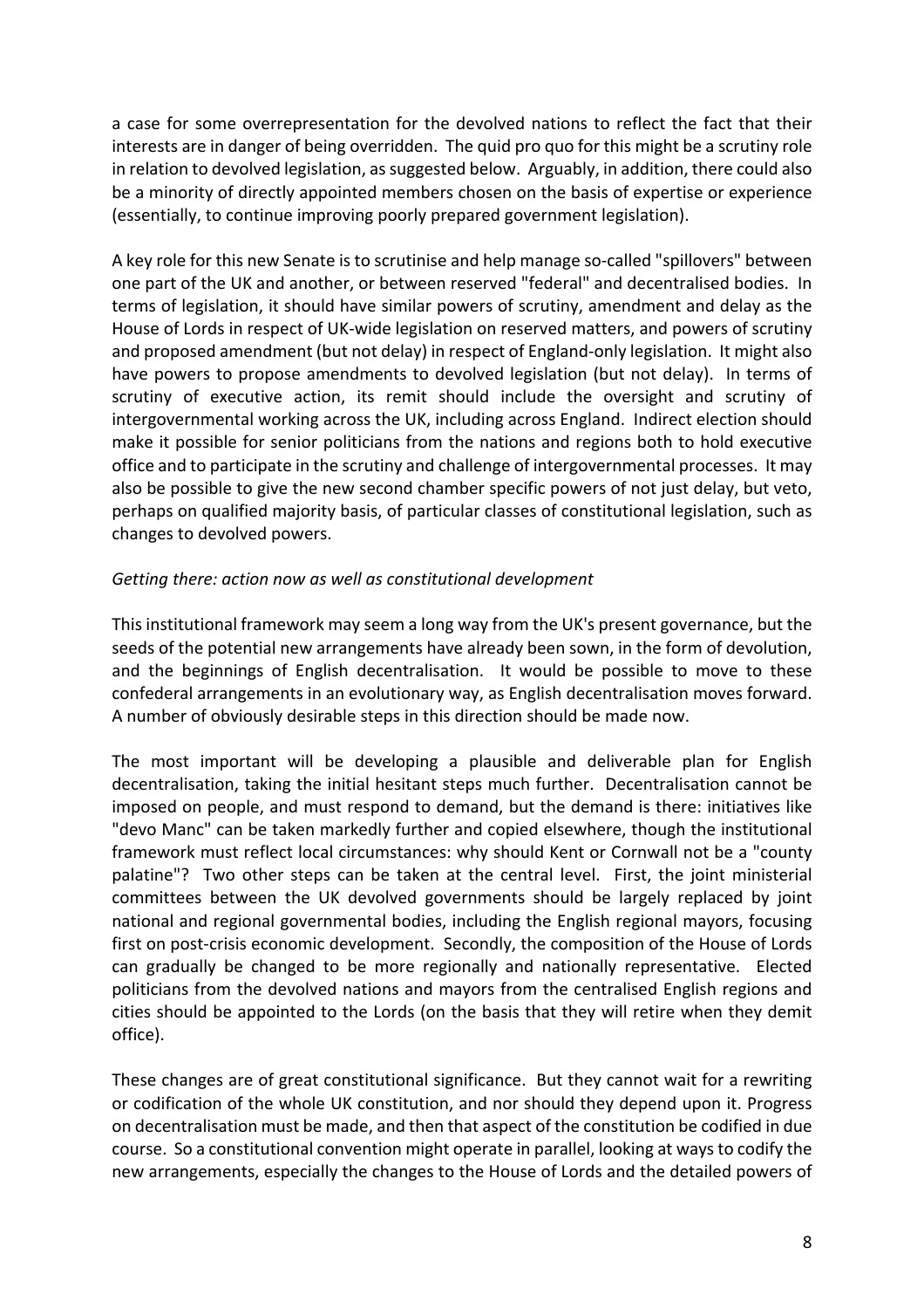a case for some overrepresentation for the devolved nations to reflect the fact that their interests are in danger of being overridden. The quid pro quo for this might be a scrutiny role in relation to devolved legislation, as suggested below. Arguably, in addition, there could also be a minority of directly appointed members chosen on the basis of expertise or experience (essentially, to continue improving poorly prepared government legislation).

A key role for this new Senate is to scrutinise and help manage so-called "spillovers" between one part of the UK and another, or between reserved "federal" and decentralised bodies. In terms of legislation, it should have similar powers of scrutiny, amendment and delay as the House of Lords in respect of UK-wide legislation on reserved matters, and powers of scrutiny and proposed amendment (but not delay) in respect of England-only legislation. It might also have powers to propose amendments to devolved legislation (but not delay). In terms of scrutiny of executive action, its remit should include the oversight and scrutiny of intergovernmental working across the UK, including across England. Indirect election should make it possible for senior politicians from the nations and regions both to hold executive office and to participate in the scrutiny and challenge of intergovernmental processes. It may also be possible to give the new second chamber specific powers of not just delay, but veto, perhaps on qualified majority basis, of particular classes of constitutional legislation, such as changes to devolved powers.

*Getting there: action now as well as constitutional development*

This institutional framework may seem a long way from the UK's present governance, but the seeds of the potential new arrangements have already been sown, in the form of devolution, and the beginnings of English decentralisation. It would be possible to move to these confederal arrangements in an evolutionary way, as English decentralisation moves forward. A number of obviously desirable steps in this direction should be made now.

The most important will be developing a plausible and deliverable plan for English decentralisation, taking the initial hesitant steps much further. Decentralisation cannot be imposed on people, and must respond to demand, but the demand is there: initiatives like "devo Manc" can be taken markedly further and copied elsewhere, though the institutional framework must reflect local circumstances: why should Kent or Cornwall not be a "county palatine"? Two other steps can be taken at the central level. First, the joint ministerial committees between the UK devolved governments should be largely replaced by joint national and regional governmental bodies, including the English regional mayors, focusing first on post-crisis economic development. Secondly, the composition of the House of Lords can gradually be changed to be more regionally and nationally representative. Elected politicians from the devolved nations and mayors from the centralised English regions and cities should be appointed to the Lords (on the basis that they will retire when they demit office).

These changes are of great constitutional significance. But they cannot wait for a rewriting or codification of the whole UK constitution, and nor should they depend upon it. Progress on decentralisation must be made, and then that aspect of the constitution be codified in due course. So a constitutional convention might operate in parallel, looking at ways to codify the new arrangements, especially the changes to the House of Lords and the detailed powers of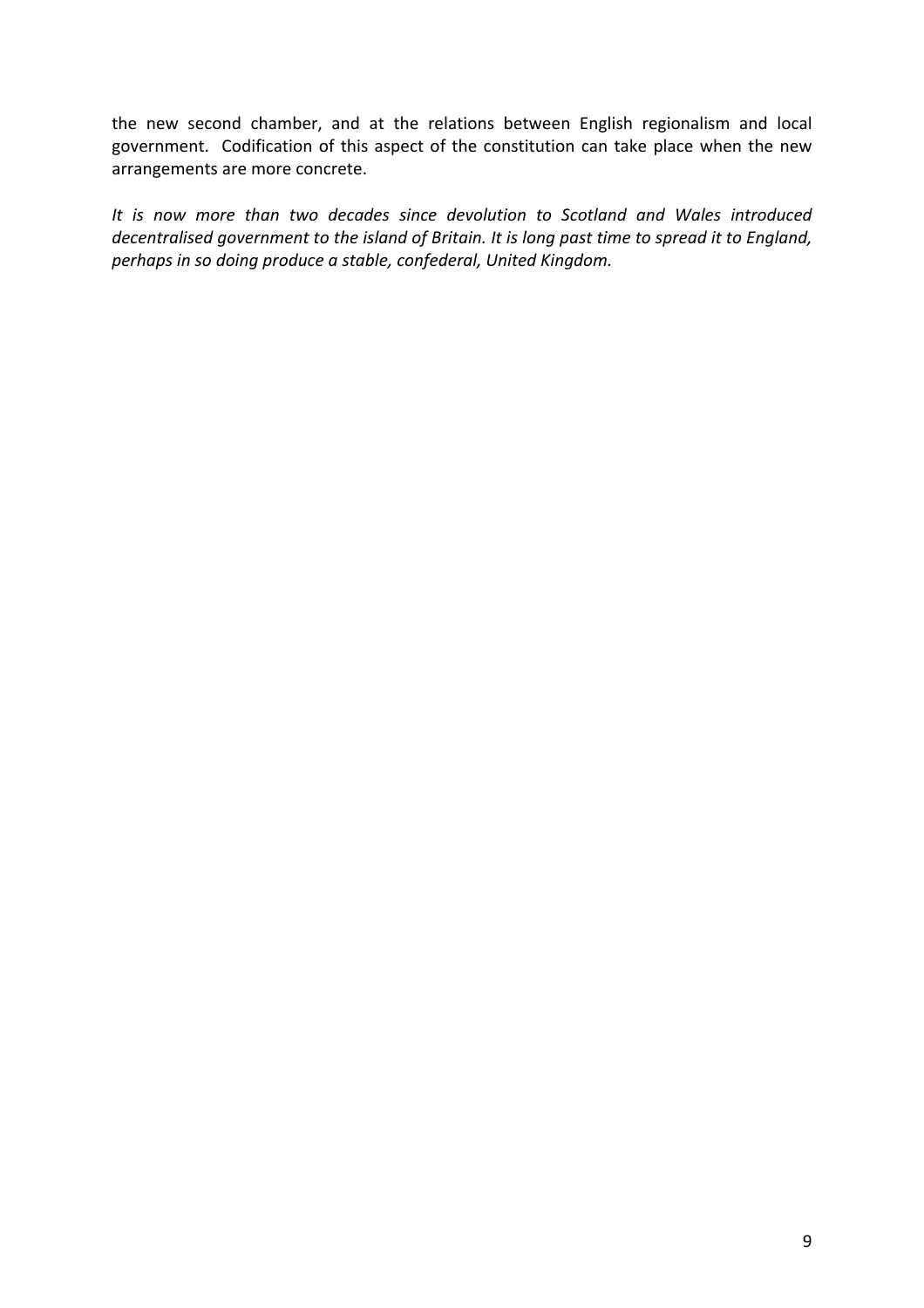the new second chamber, and at the relations between English regionalism and local government. Codification of this aspect of the constitution can take place when the new arrangements are more concrete.

*It is now more than two decades since devolution to Scotland and Wales introduced decentralised government to the island of Britain. It is long past time to spread it to England, perhaps in so doing produce a stable, confederal, United Kingdom.*